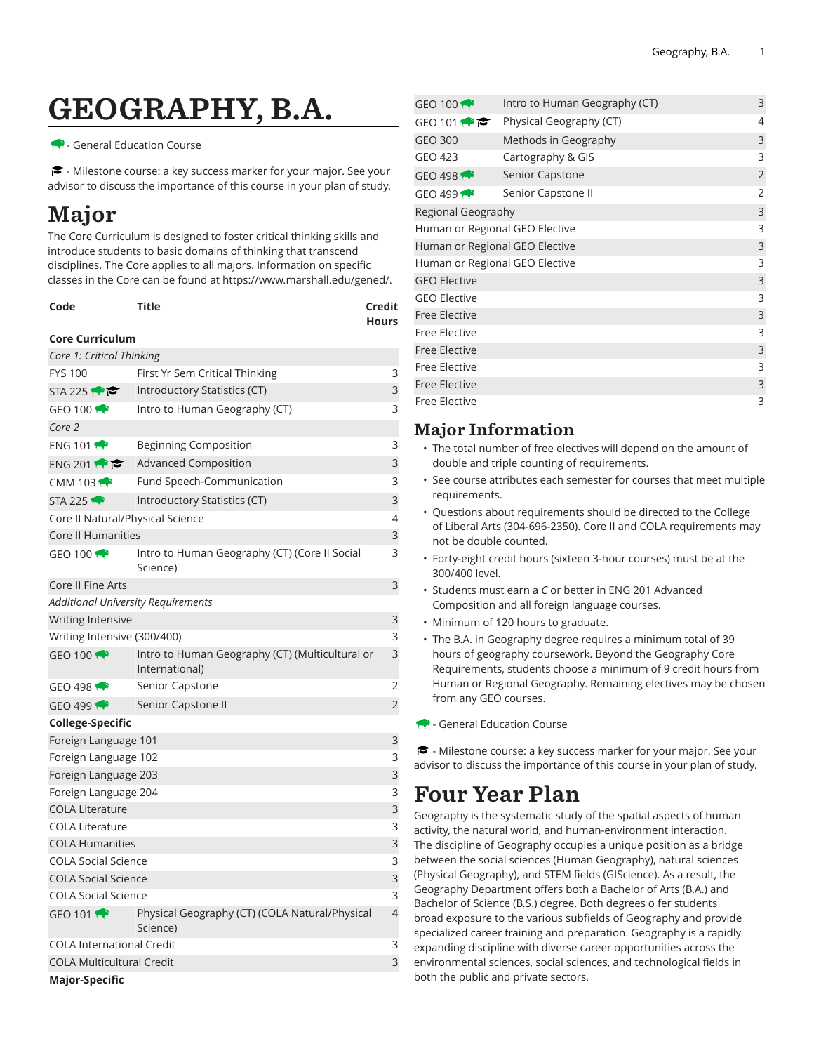# GEOGRAPHY, B.A.

- General Education Course

- Milestone course: a key success marker for your major. See your advisor to discuss the importance of this course in your plan of study.

# Major

The Core Curriculum is designed to foster critical thinking skills and introduce students to basic domains of thinking that transcend disciplines. The Core applies to all majors. Information on specific classes in the Core can be found at https://www.marshall.edu/gened/.

| Code | Title | Credit Hours |
|---|---|---|
| **Core Curriculum** | | |
| *Core 1: Critical Thinking* | | |
| FYS 100 | First Yr Sem Critical Thinking | 3 |
| STA 225 | Introductory Statistics (CT) | 3 |
| GEO 100 | Intro to Human Geography (CT) | 3 |
| *Core 2* | | |
| ENG 101 | Beginning Composition | 3 |
| ENG 201 | Advanced Composition | 3 |
| CMM 103 | Fund Speech-Communication | 3 |
| STA 225 | Introductory Statistics (CT) | 3 |
| Core II Natural/Physical Science | | 4 |
| Core II Humanities | | 3 |
| GEO 100 | Intro to Human Geography (CT) (Core II Social Science) | 3 |
| Core II Fine Arts | | 3 |
| *Additional University Requirements* | | |
| Writing Intensive | | 3 |
| Writing Intensive (300/400) | | 3 |
| GEO 100 | Intro to Human Geography (CT) (Multicultural or International) | 3 |
| GEO 498 | Senior Capstone | 2 |
| GEO 499 | Senior Capstone II | 2 |
| **College-Specific** | | |
| Foreign Language 101 | | 3 |
| Foreign Language 102 | | 3 |
| Foreign Language 203 | | 3 |
| Foreign Language 204 | | 3 |
| COLA Literature | | 3 |
| COLA Literature | | 3 |
| COLA Humanities | | 3 |
| COLA Social Science | | 3 |
| COLA Social Science | | 3 |
| COLA Social Science | | 3 |
| GEO 101 | Physical Geography (CT) (COLA Natural/Physical Science) | 4 |
| COLA International Credit | | 3 |
| COLA Multicultural Credit | | 3 |
| **Major-Specific** | | |
| GEO 100 | Intro to Human Geography (CT) | 3 |
| GEO 101 | Physical Geography (CT) | 4 |
| GEO 300 | Methods in Geography | 3 |
| GEO 423 | Cartography & GIS | 3 |
| GEO 498 | Senior Capstone | 2 |
| GEO 499 | Senior Capstone II | 2 |
| Regional Geography | | 3 |
| Human or Regional GEO Elective | | 3 |
| Human or Regional GEO Elective | | 3 |
| Human or Regional GEO Elective | | 3 |
| GEO Elective | | 3 |
| GEO Elective | | 3 |
| Free Elective | | 3 |
| Free Elective | | 3 |
| Free Elective | | 3 |
| Free Elective | | 3 |
| Free Elective | | 3 |
| Free Elective | | 3 |

## Major Information

- The total number of free electives will depend on the amount of double and triple counting of requirements.
- See course attributes each semester for courses that meet multiple requirements.
- Questions about requirements should be directed to the College of Liberal Arts (304-696-2350). Core II and COLA requirements may not be double counted.
- Forty-eight credit hours (sixteen 3-hour courses) must be at the 300/400 level.
- Students must earn a *C* or better in ENG 201 Advanced Composition and all foreign language courses.
- Minimum of 120 hours to graduate.
- The B.A. in Geography degree requires a minimum total of 39 hours of geography coursework. Beyond the Geography Core Requirements, students choose a minimum of 9 credit hours from Human or Regional Geography. Remaining electives may be chosen from any GEO courses.

- General Education Course

- Milestone course: a key success marker for your major. See your advisor to discuss the importance of this course in your plan of study.

# Four Year Plan

Geography is the systematic study of the spatial aspects of human activity, the natural world, and human-environment interaction. The discipline of Geography occupies a unique position as a bridge between the social sciences (Human Geography), natural sciences (Physical Geography), and STEM fields (GIScience). As a result, the Geography Department offers both a Bachelor of Arts (B.A.) and Bachelor of Science (B.S.) degree. Both degrees o fer students broad exposure to the various subfields of Geography and provide specialized career training and preparation. Geography is a rapidly expanding discipline with diverse career opportunities across the environmental sciences, social sciences, and technological fields in both the public and private sectors.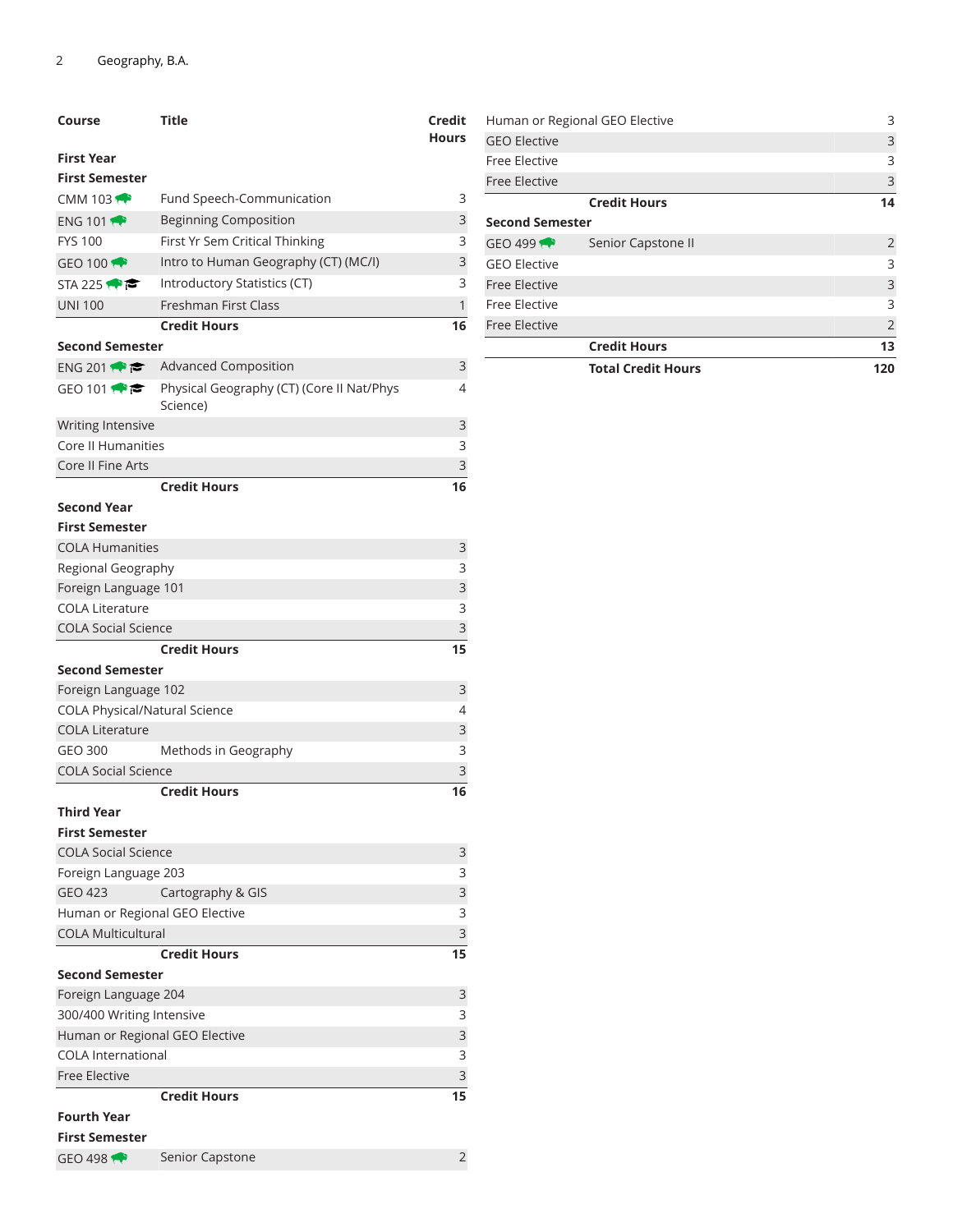| Course | Title | Credit Hours |
|---|---|---|
| **First Year** | | |
| **First Semester** | | |
| CMM 103 | Fund Speech-Communication | 3 |
| ENG 101 | Beginning Composition | 3 |
| FYS 100 | First Yr Sem Critical Thinking | 3 |
| GEO 100 | Intro to Human Geography (CT) (MC/I) | 3 |
| STA 225 | Introductory Statistics (CT) | 3 |
| UNI 100 | Freshman First Class | 1 |
| | **Credit Hours** | **16** |
| **Second Semester** | | |
| ENG 201 | Advanced Composition | 3 |
| GEO 101 | Physical Geography (CT) (Core II Nat/Phys Science) | 4 |
| Writing Intensive | | 3 |
| Core II Humanities | | 3 |
| Core II Fine Arts | | 3 |
| | **Credit Hours** | **16** |
| **Second Year** | | |
| **First Semester** | | |
| COLA Humanities | | 3 |
| Regional Geography | | 3 |
| Foreign Language 101 | | 3 |
| COLA Literature | | 3 |
| COLA Social Science | | 3 |
| | **Credit Hours** | **15** |
| **Second Semester** | | |
| Foreign Language 102 | | 3 |
| COLA Physical/Natural Science | | 4 |
| COLA Literature | | 3 |
| GEO 300 | Methods in Geography | 3 |
| COLA Social Science | | 3 |
| | **Credit Hours** | **16** |
| **Third Year** | | |
| **First Semester** | | |
| COLA Social Science | | 3 |
| Foreign Language 203 | | 3 |
| GEO 423 | Cartography & GIS | 3 |
| Human or Regional GEO Elective | | 3 |
| COLA Multicultural | | 3 |
| | **Credit Hours** | **15** |
| **Second Semester** | | |
| Foreign Language 204 | | 3 |
| 300/400 Writing Intensive | | 3 |
| Human or Regional GEO Elective | | 3 |
| COLA International | | 3 |
| Free Elective | | 3 |
| | **Credit Hours** | **15** |
| **Fourth Year** | | |
| **First Semester** | | |
| GEO 498 | Senior Capstone | 2 |
| Human or Regional GEO Elective | | 3 |
| GEO Elective | | 3 |
| Free Elective | | 3 |
| Free Elective | | 3 |
| | **Credit Hours** | **14** |
| **Second Semester** | | |
| GEO 499 | Senior Capstone II | 2 |
| GEO Elective | | 3 |
| Free Elective | | 3 |
| Free Elective | | 3 |
| Free Elective | | 2 |
| | **Credit Hours** | **13** |
| | **Total Credit Hours** | **120** |